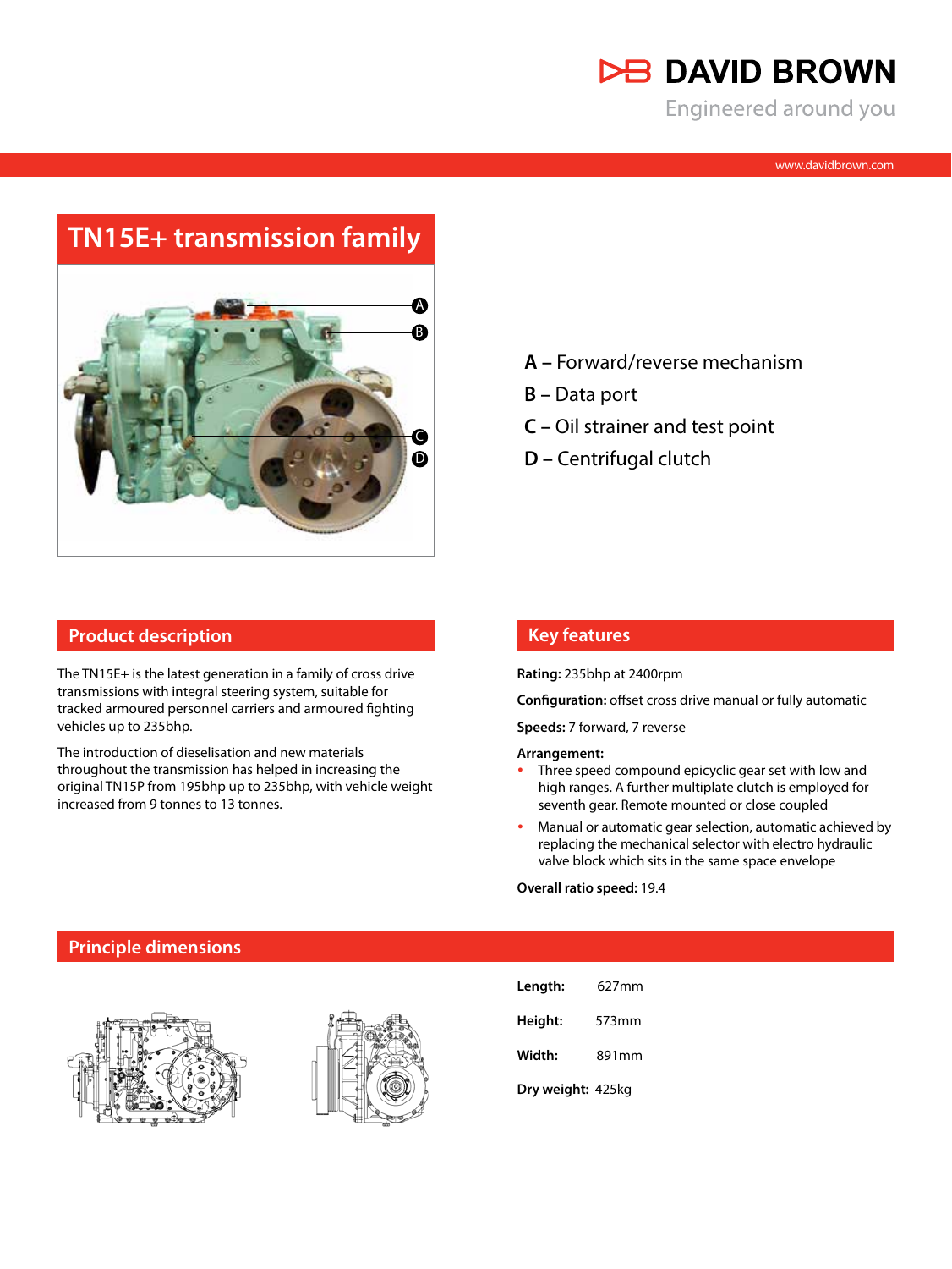DAVID BROWN

Engineered around you

www.davidbrown.com

# TN15E+ transmission family

**A** – Forward/reverse mechanism

**B** – Data port

**C** – Oil strainer and test point

**D** – Centrifugal clutch

## Product description

The TN15E+ is the latest generation in a family of cross drive transmissions with integral steering system, suitable for tracked armoured personnel carriers and armoured fighting vehicles up to 235bhp.

The introduction of dieselisation and new materials throughout the transmission has helped in increasing the original TN15P from 195bhp up to 235bhp, with vehicle weight increased from 9 tonnes to 13 tonnes.

## Key features

**Rating:** 235bhp at 2400rpm

**Configuration:** offset cross drive manual or fully automatic

**Speeds:** 7 forward, 7 reverse

**Arrangement:**

- Three speed compound epicyclic gear set with low and high ranges. A further multiplate clutch is employed for seventh gear. Remote mounted or close coupled
- Manual or automatic gear selection, automatic achieved by replacing the mechanical selector with electro hydraulic valve block which sits in the same space envelope

**Overall ratio speed:** 19.4

## Principle dimensions

**Length:** 627mm

**Height:** 573mm

**Width:** 891mm

**Dry weight:** 425kg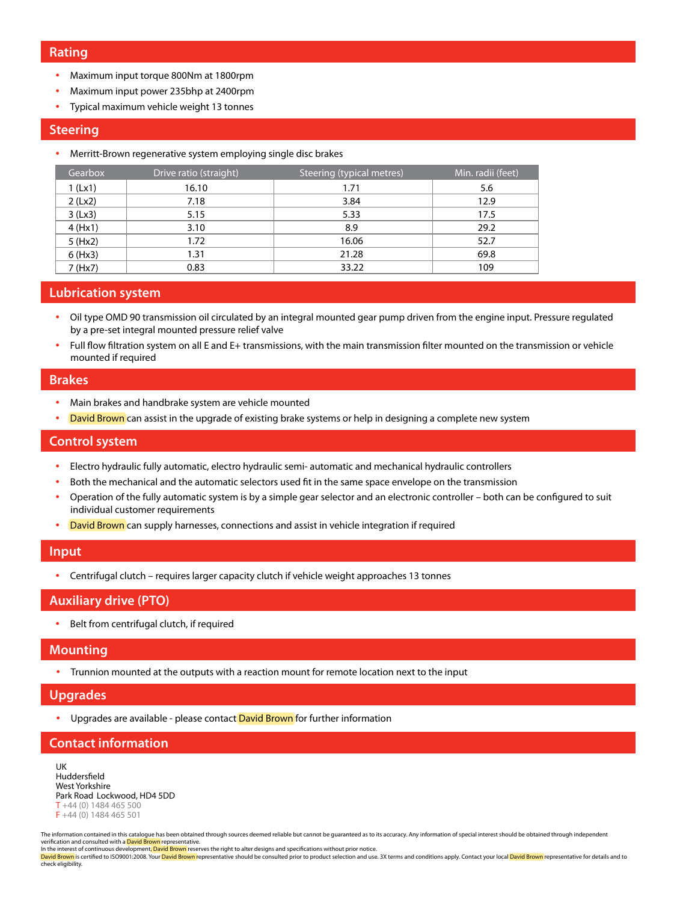## Rating

- Maximum input torque 800Nm at 1800rpm
- Maximum input power 235bhp at 2400rpm
- Typical maximum vehicle weight 13 tonnes

## Steering

- Merritt-Brown regenerative system employing single disc brakes

| Gearbox | Drive ratio (straight) | Steering (typical metres) | Min. radii (feet) |
|---|---|---|---|
| 1 (Lx1) | 16.10 | 1.71 | 5.6 |
| 2 (Lx2) | 7.18 | 3.84 | 12.9 |
| 3 (Lx3) | 5.15 | 5.33 | 17.5 |
| 4 (Hx1) | 3.10 | 8.9 | 29.2 |
| 5 (Hx2) | 1.72 | 16.06 | 52.7 |
| 6 (Hx3) | 1.31 | 21.28 | 69.8 |
| 7 (Hx7) | 0.83 | 33.22 | 109 |

## Lubrication system

- Oil type OMD 90 transmission oil circulated by an integral mounted gear pump driven from the engine input. Pressure regulated by a pre-set integral mounted pressure relief valve
- Full flow filtration system on all E and E+ transmissions, with the main transmission filter mounted on the transmission or vehicle mounted if required

## Brakes

- Main brakes and handbrake system are vehicle mounted
- David Brown can assist in the upgrade of existing brake systems or help in designing a complete new system

## Control system

- Electro hydraulic fully automatic, electro hydraulic semi- automatic and mechanical hydraulic controllers
- Both the mechanical and the automatic selectors used fit in the same space envelope on the transmission
- Operation of the fully automatic system is by a simple gear selector and an electronic controller – both can be configured to suit individual customer requirements
- David Brown can supply harnesses, connections and assist in vehicle integration if required

## Input

- Centrifugal clutch – requires larger capacity clutch if vehicle weight approaches 13 tonnes

## Auxiliary drive (PTO)

- Belt from centrifugal clutch, if required

## Mounting

- Trunnion mounted at the outputs with a reaction mount for remote location next to the input

## Upgrades

- Upgrades are available - please contact David Brown for further information

## Contact information

UK
Huddersfield
West Yorkshire
Park Road Lockwood, HD4 5DD
T +44 (0) 1484 465 500
F +44 (0) 1484 465 501

The information contained in this catalogue has been obtained through sources deemed reliable but cannot be guaranteed as to its accuracy. Any information of special interest should be obtained through independent verification and consulted with a David Brown representative.
In the interest of continuous development, David Brown reserves the right to alter designs and specifications without prior notice.
David Brown is certified to ISO9001:2008. Your David Brown representative should be consulted prior to product selection and use. 3X terms and conditions apply. Contact your local David Brown representative for details and to check eligibility.